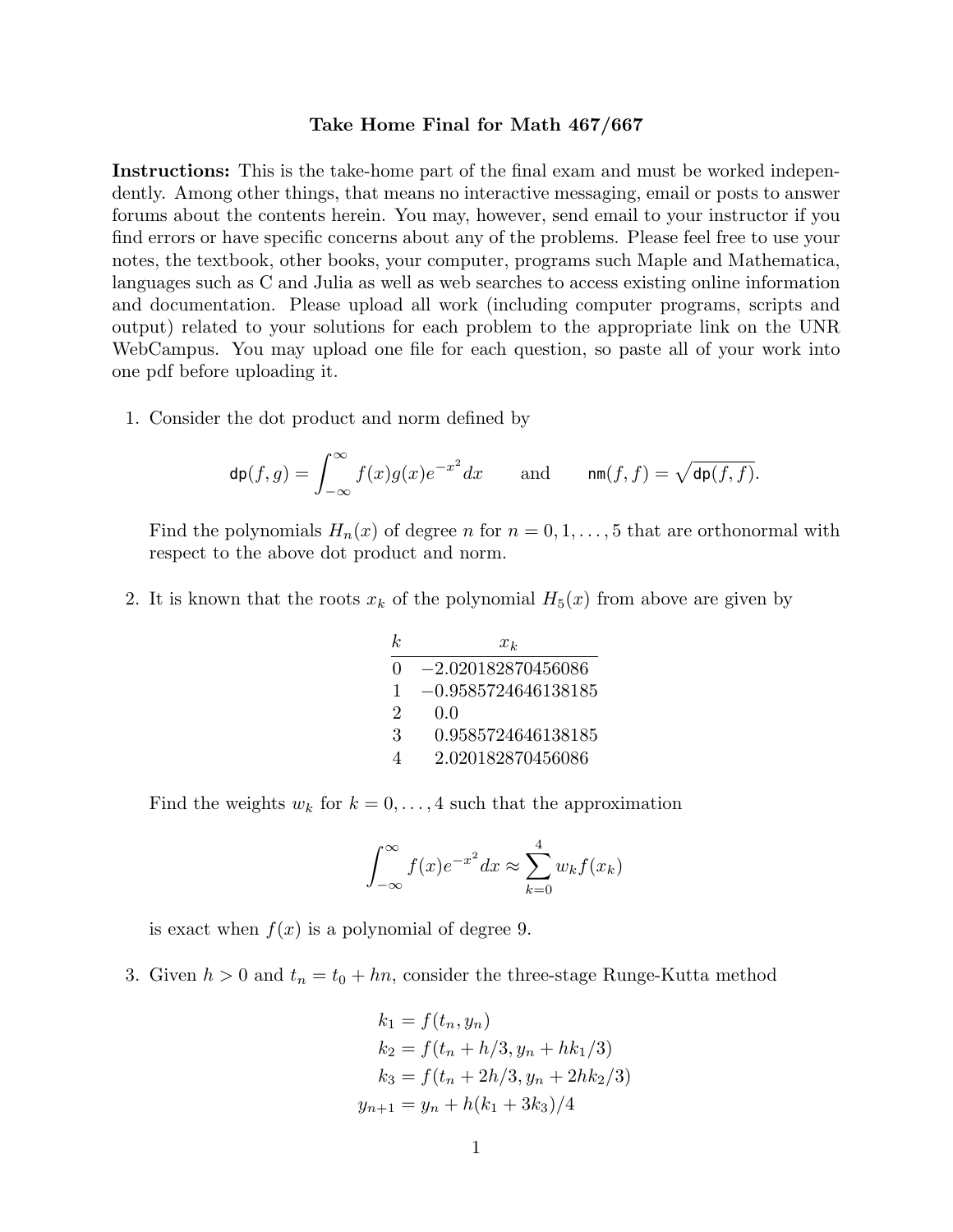**Take Home Final for Math 467/667**

**Instructions:** This is the take-home part of the final exam and must be worked independently. Among other things, that means no interactive messaging, email or posts to answer forums about the contents herein. You may, however, send email to your instructor if you find errors or have specific concerns about any of the problems. Please feel free to use your notes, the textbook, other books, your computer, programs such Maple and Mathematica, languages such as C and Julia as well as web searches to access existing online information and documentation. Please upload all work (including computer programs, scripts and output) related to your solutions for each problem to the appropriate link on the UNR WebCampus. You may upload one file for each question, so paste all of your work into one pdf before uploading it.

1. Consider the dot product and norm defined by

$$\mathtt{dp}(f,g) = \int_{-\infty}^{\infty} f(x)g(x)e^{-x^2}dx \qquad \text{and} \qquad \mathtt{nm}(f,f) = \sqrt{\mathtt{dp}(f,f)}.$$

Find the polynomials $H_n(x)$ of degree $n$ for $n = 0, 1, \ldots, 5$ that are orthonormal with respect to the above dot product and norm.

2. It is known that the roots $x_k$ of the polynomial $H_5(x)$ from above are given by

| $k$ | $x_k$ |
|---|---|
| 0 | $-2.020182870456086$ |
| 1 | $-0.9585724646138185$ |
| 2 | $0.0$ |
| 3 | $0.9585724646138185$ |
| 4 | $2.020182870456086$ |

Find the weights $w_k$ for $k = 0, \ldots, 4$ such that the approximation

$$\int_{-\infty}^{\infty} f(x)e^{-x^2}dx \approx \sum_{k=0}^{4} w_k f(x_k)$$

is exact when $f(x)$ is a polynomial of degree 9.

3. Given $h > 0$ and $t_n = t_0 + hn$, consider the three-stage Runge-Kutta method

$$\begin{aligned}
k_1 &= f(t_n, y_n) \\
k_2 &= f(t_n + h/3, y_n + hk_1/3) \\
k_3 &= f(t_n + 2h/3, y_n + 2hk_2/3) \\
y_{n+1} &= y_n + h(k_1 + 3k_3)/4
\end{aligned}$$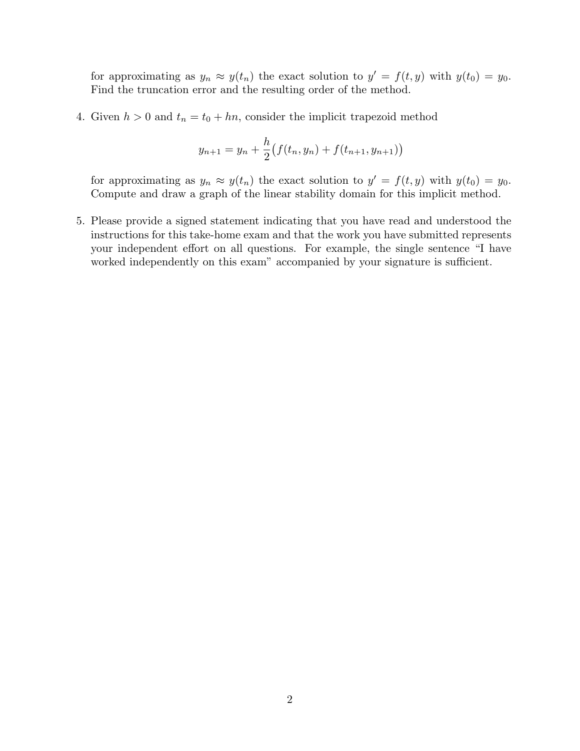for approximating as $y_n \approx y(t_n)$ the exact solution to $y' = f(t, y)$ with $y(t_0) = y_0$. Find the truncation error and the resulting order of the method.

4. Given $h > 0$ and $t_n = t_0 + hn$, consider the implicit trapezoid method

$$y_{n+1} = y_n + \frac{h}{2}\big(f(t_n, y_n) + f(t_{n+1}, y_{n+1})\big)$$

for approximating as $y_n \approx y(t_n)$ the exact solution to $y' = f(t, y)$ with $y(t_0) = y_0$. Compute and draw a graph of the linear stability domain for this implicit method.

5. Please provide a signed statement indicating that you have read and understood the instructions for this take-home exam and that the work you have submitted represents your independent effort on all questions. For example, the single sentence "I have worked independently on this exam" accompanied by your signature is sufficient.